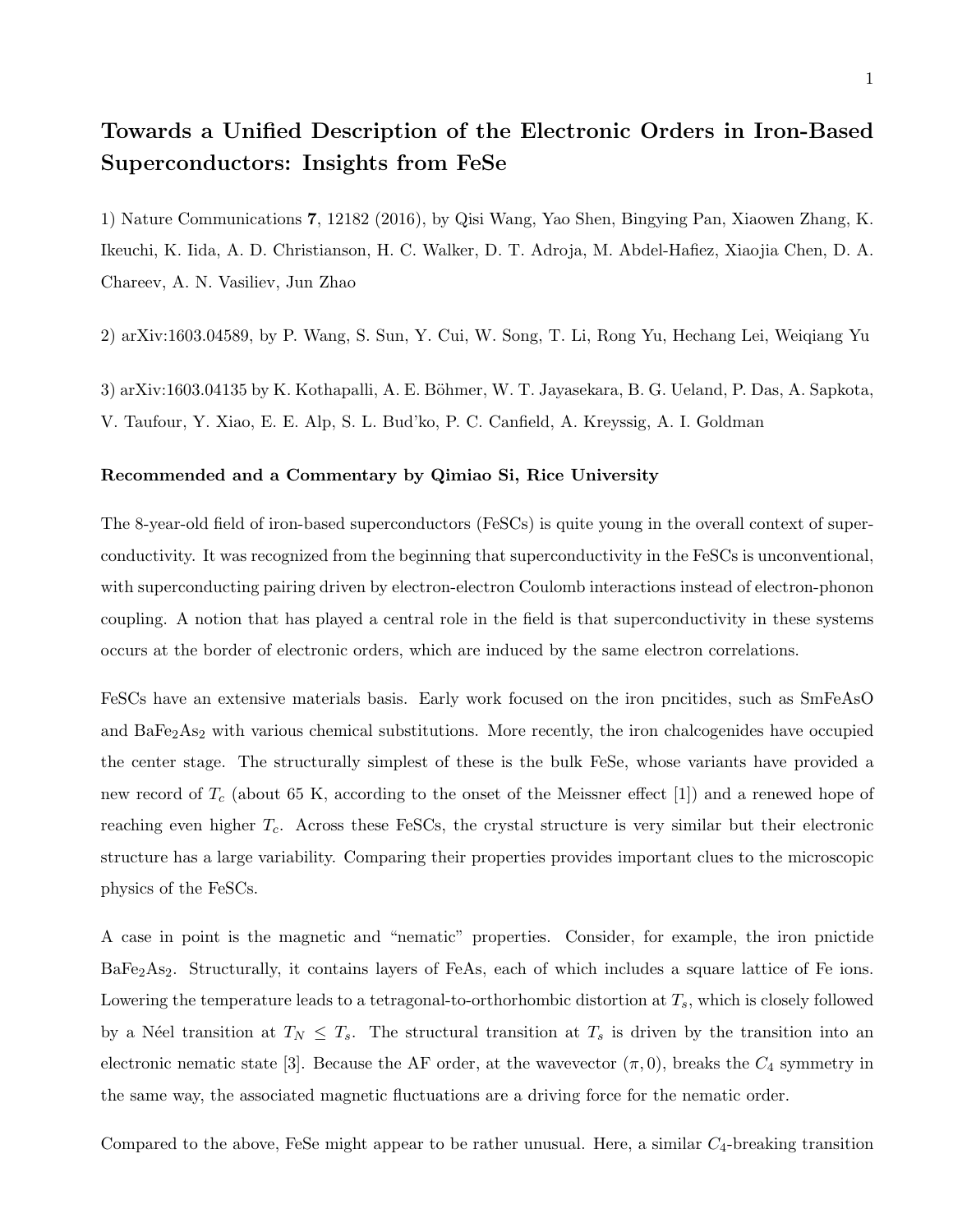# Towards a Unified Description of the Electronic Orders in Iron-Based Superconductors: Insights from FeSe

1) Nature Communications **7**, 12182 (2016), by Qisi Wang, Yao Shen, Bingying Pan, Xiaowen Zhang, K. Ikeuchi, K. Iida, A. D. Christianson, H. C. Walker, D. T. Adroja, M. Abdel-Hafiez, Xiaojia Chen, D. A. Chareev, A. N. Vasiliev, Jun Zhao

2) arXiv:1603.04589, by P. Wang, S. Sun, Y. Cui, W. Song, T. Li, Rong Yu, Hechang Lei, Weiqiang Yu

3) arXiv:1603.04135 by K. Kothapalli, A. E. Böhmer, W. T. Jayasekara, B. G. Ueland, P. Das, A. Sapkota, V. Taufour, Y. Xiao, E. E. Alp, S. L. Bud'ko, P. C. Canfield, A. Kreyssig, A. I. Goldman

**Recommended and a Commentary by Qimiao Si, Rice University**

The 8-year-old field of iron-based superconductors (FeSCs) is quite young in the overall context of superconductivity. It was recognized from the beginning that superconductivity in the FeSCs is unconventional, with superconducting pairing driven by electron-electron Coulomb interactions instead of electron-phonon coupling. A notion that has played a central role in the field is that superconductivity in these systems occurs at the border of electronic orders, which are induced by the same electron correlations.

FeSCs have an extensive materials basis. Early work focused on the iron pncitides, such as SmFeAsO and $BaFe_2As_2$ with various chemical substitutions. More recently, the iron chalcogenides have occupied the center stage. The structurally simplest of these is the bulk FeSe, whose variants have provided a new record of $T_c$ (about 65 K, according to the onset of the Meissner effect [1]) and a renewed hope of reaching even higher $T_c$. Across these FeSCs, the crystal structure is very similar but their electronic structure has a large variability. Comparing their properties provides important clues to the microscopic physics of the FeSCs.

A case in point is the magnetic and "nematic" properties. Consider, for example, the iron pnictide $BaFe_2As_2$. Structurally, it contains layers of FeAs, each of which includes a square lattice of Fe ions. Lowering the temperature leads to a tetragonal-to-orthorhombic distortion at $T_s$, which is closely followed by a Néel transition at $T_N \leq T_s$. The structural transition at $T_s$ is driven by the transition into an electronic nematic state [3]. Because the AF order, at the wavevector $(\pi, 0)$, breaks the $C_4$ symmetry in the same way, the associated magnetic fluctuations are a driving force for the nematic order.

Compared to the above, FeSe might appear to be rather unusual. Here, a similar $C_4$-breaking transition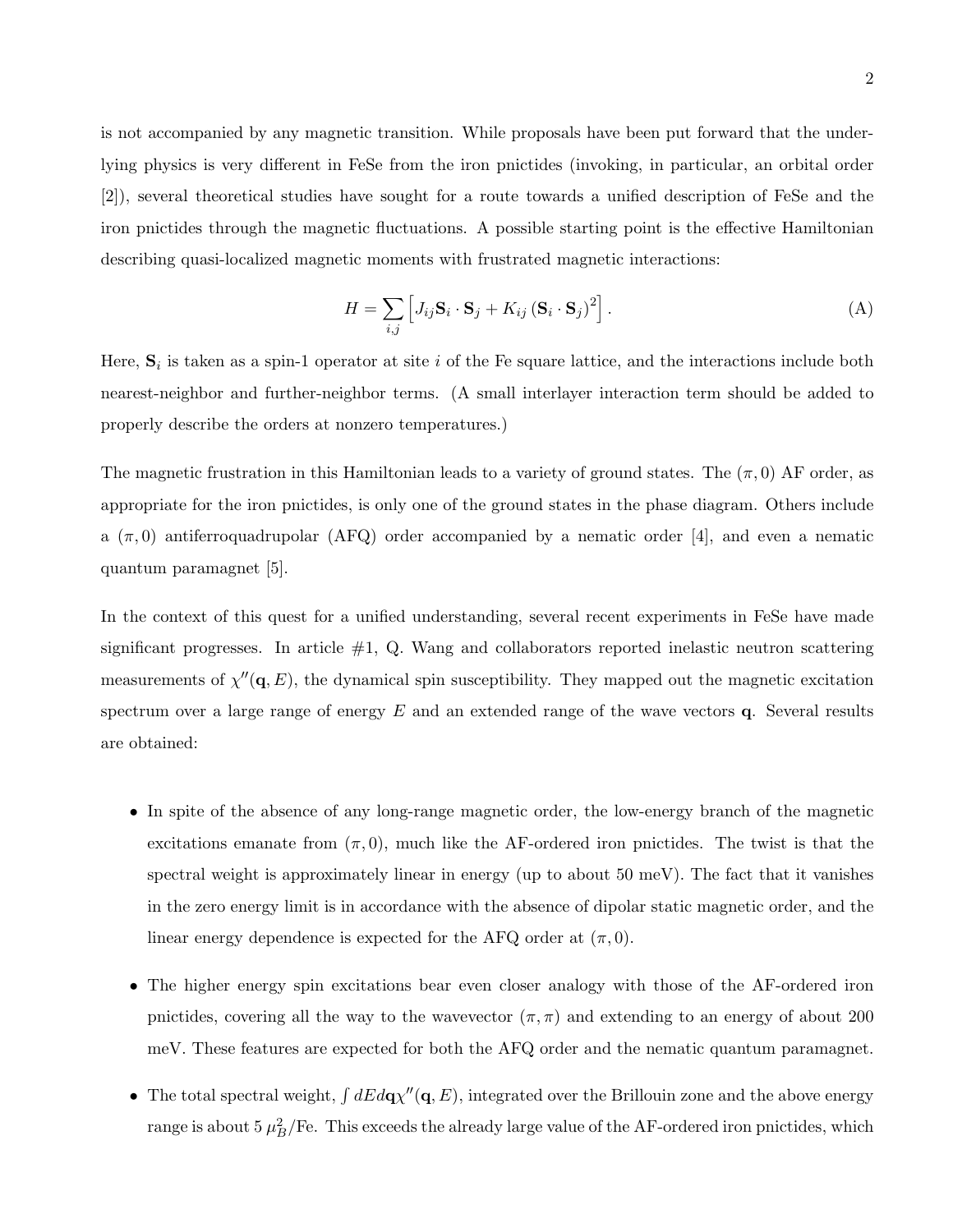is not accompanied by any magnetic transition. While proposals have been put forward that the underlying physics is very different in FeSe from the iron pnictides (invoking, in particular, an orbital order [2]), several theoretical studies have sought for a route towards a unified description of FeSe and the iron pnictides through the magnetic fluctuations. A possible starting point is the effective Hamiltonian describing quasi-localized magnetic moments with frustrated magnetic interactions:

$$H = \sum_{i,j} \left[ J_{ij} \mathbf{S}_i \cdot \mathbf{S}_j + K_{ij} \left( \mathbf{S}_i \cdot \mathbf{S}_j \right)^2 \right]. \tag{A}$$

Here, $\mathbf{S}_i$ is taken as a spin-1 operator at site $i$ of the Fe square lattice, and the interactions include both nearest-neighbor and further-neighbor terms. (A small interlayer interaction term should be added to properly describe the orders at nonzero temperatures.)

The magnetic frustration in this Hamiltonian leads to a variety of ground states. The $(\pi, 0)$ AF order, as appropriate for the iron pnictides, is only one of the ground states in the phase diagram. Others include a $(\pi, 0)$ antiferroquadrupolar (AFQ) order accompanied by a nematic order [4], and even a nematic quantum paramagnet [5].

In the context of this quest for a unified understanding, several recent experiments in FeSe have made significant progresses. In article #1, Q. Wang and collaborators reported inelastic neutron scattering measurements of $\chi''(\mathbf{q}, E)$, the dynamical spin susceptibility. They mapped out the magnetic excitation spectrum over a large range of energy $E$ and an extended range of the wave vectors $\mathbf{q}$. Several results are obtained:

- In spite of the absence of any long-range magnetic order, the low-energy branch of the magnetic excitations emanate from $(\pi, 0)$, much like the AF-ordered iron pnictides. The twist is that the spectral weight is approximately linear in energy (up to about 50 meV). The fact that it vanishes in the zero energy limit is in accordance with the absence of dipolar static magnetic order, and the linear energy dependence is expected for the AFQ order at $(\pi, 0)$.

- The higher energy spin excitations bear even closer analogy with those of the AF-ordered iron pnictides, covering all the way to the wavevector $(\pi, \pi)$ and extending to an energy of about 200 meV. These features are expected for both the AFQ order and the nematic quantum paramagnet.

- The total spectral weight, $\int dE d\mathbf{q} \chi''(\mathbf{q}, E)$, integrated over the Brillouin zone and the above energy range is about 5 $\mu_B^2$/Fe. This exceeds the already large value of the AF-ordered iron pnictides, which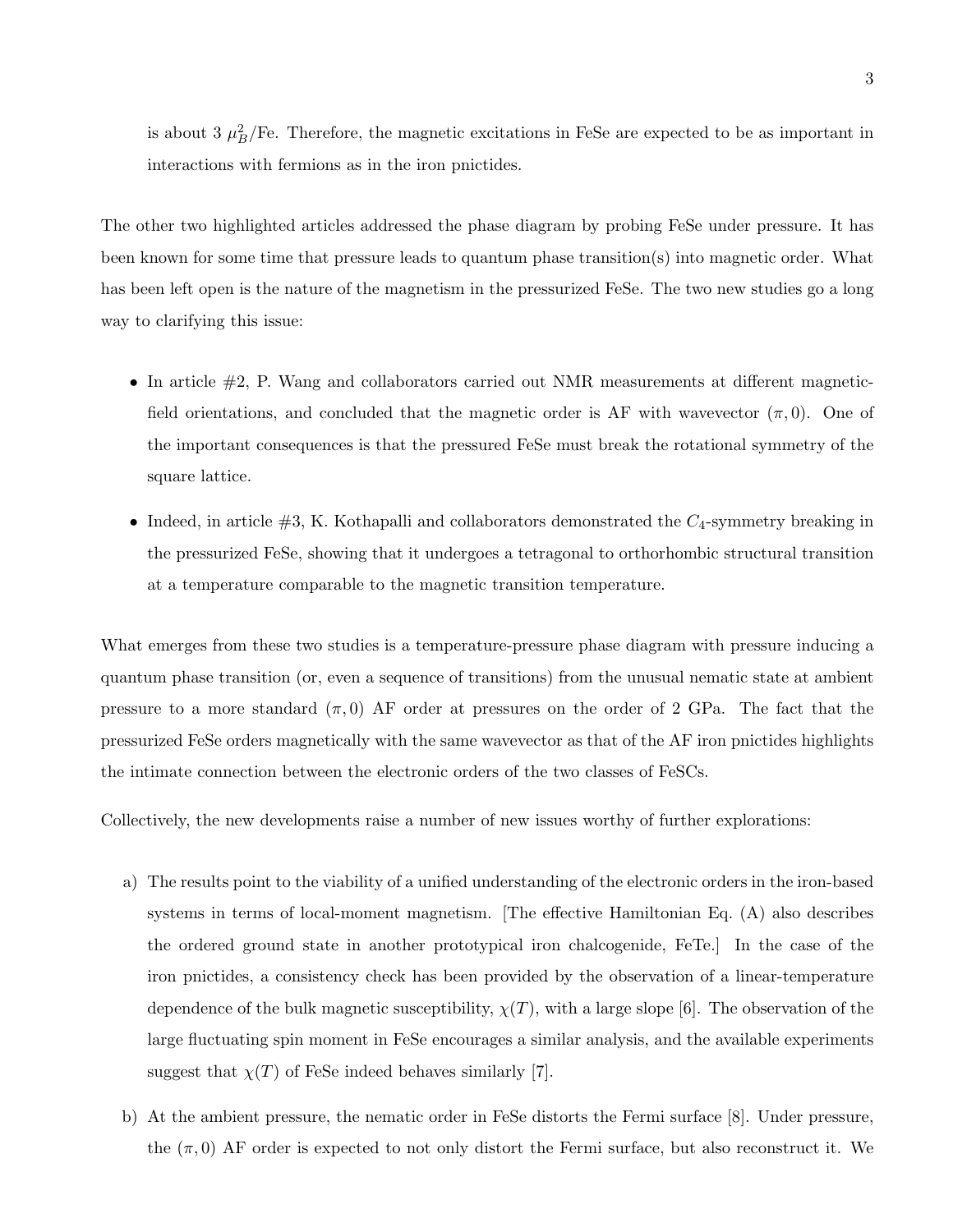is about 3 $\mu_B^2$/Fe. Therefore, the magnetic excitations in FeSe are expected to be as important in interactions with fermions as in the iron pnictides.

The other two highlighted articles addressed the phase diagram by probing FeSe under pressure. It has been known for some time that pressure leads to quantum phase transition(s) into magnetic order. What has been left open is the nature of the magnetism in the pressurized FeSe. The two new studies go a long way to clarifying this issue:

- In article #2, P. Wang and collaborators carried out NMR measurements at different magnetic-field orientations, and concluded that the magnetic order is AF with wavevector $(\pi, 0)$. One of the important consequences is that the pressured FeSe must break the rotational symmetry of the square lattice.
- Indeed, in article #3, K. Kothapalli and collaborators demonstrated the $C_4$-symmetry breaking in the pressurized FeSe, showing that it undergoes a tetragonal to orthorhombic structural transition at a temperature comparable to the magnetic transition temperature.

What emerges from these two studies is a temperature-pressure phase diagram with pressure inducing a quantum phase transition (or, even a sequence of transitions) from the unusual nematic state at ambient pressure to a more standard $(\pi, 0)$ AF order at pressures on the order of 2 GPa. The fact that the pressurized FeSe orders magnetically with the same wavevector as that of the AF iron pnictides highlights the intimate connection between the electronic orders of the two classes of FeSCs.

Collectively, the new developments raise a number of new issues worthy of further explorations:

a) The results point to the viability of a unified understanding of the electronic orders in the iron-based systems in terms of local-moment magnetism. [The effective Hamiltonian Eq. (A) also describes the ordered ground state in another prototypical iron chalcogenide, FeTe.] In the case of the iron pnictides, a consistency check has been provided by the observation of a linear-temperature dependence of the bulk magnetic susceptibility, $\chi(T)$, with a large slope [6]. The observation of the large fluctuating spin moment in FeSe encourages a similar analysis, and the available experiments suggest that $\chi(T)$ of FeSe indeed behaves similarly [7].

b) At the ambient pressure, the nematic order in FeSe distorts the Fermi surface [8]. Under pressure, the $(\pi, 0)$ AF order is expected to not only distort the Fermi surface, but also reconstruct it. We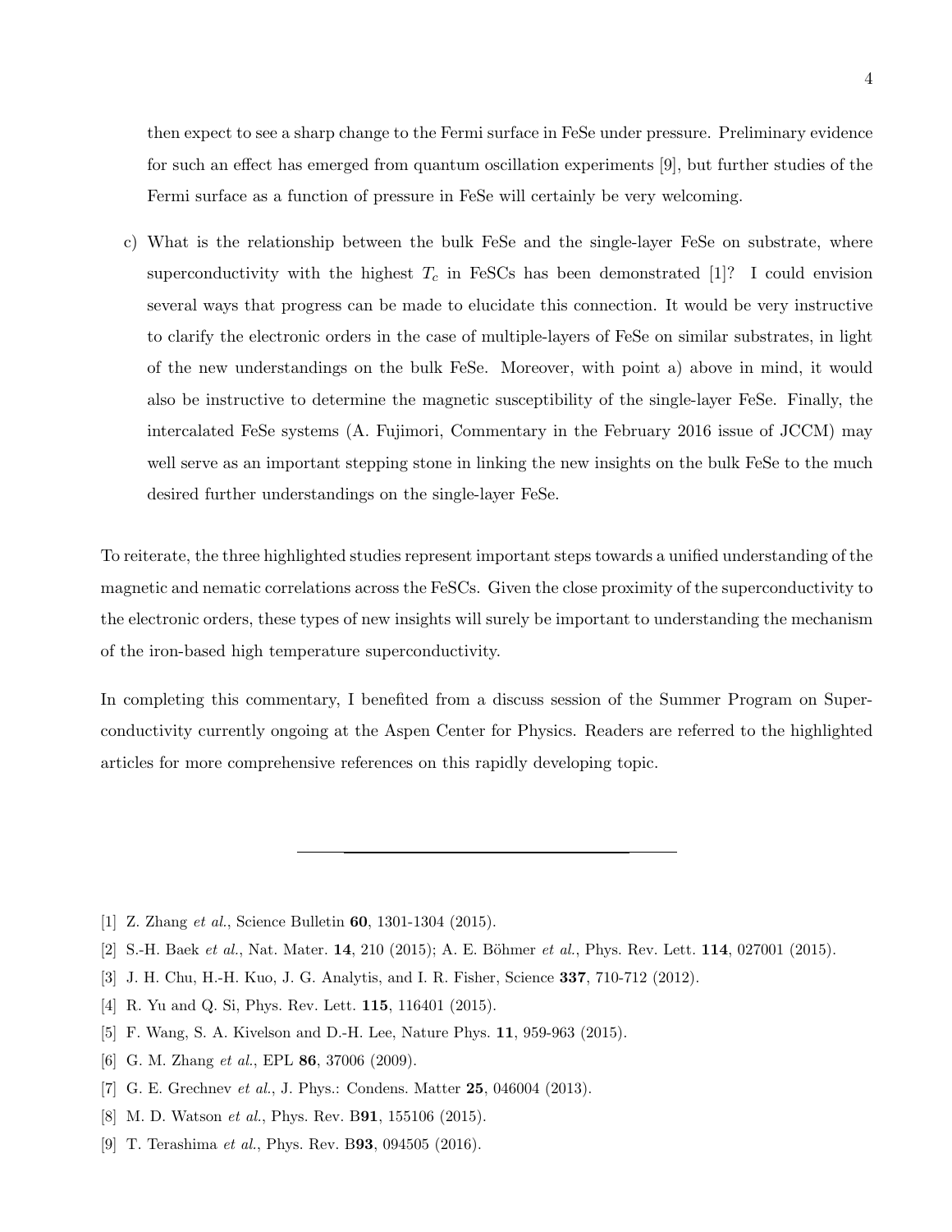then expect to see a sharp change to the Fermi surface in FeSe under pressure. Preliminary evidence for such an effect has emerged from quantum oscillation experiments [9], but further studies of the Fermi surface as a function of pressure in FeSe will certainly be very welcoming.

c) What is the relationship between the bulk FeSe and the single-layer FeSe on substrate, where superconductivity with the highest $T_c$ in FeSCs has been demonstrated [1]? I could envision several ways that progress can be made to elucidate this connection. It would be very instructive to clarify the electronic orders in the case of multiple-layers of FeSe on similar substrates, in light of the new understandings on the bulk FeSe. Moreover, with point a) above in mind, it would also be instructive to determine the magnetic susceptibility of the single-layer FeSe. Finally, the intercalated FeSe systems (A. Fujimori, Commentary in the February 2016 issue of JCCM) may well serve as an important stepping stone in linking the new insights on the bulk FeSe to the much desired further understandings on the single-layer FeSe.

To reiterate, the three highlighted studies represent important steps towards a unified understanding of the magnetic and nematic correlations across the FeSCs. Given the close proximity of the superconductivity to the electronic orders, these types of new insights will surely be important to understanding the mechanism of the iron-based high temperature superconductivity.

In completing this commentary, I benefited from a discuss session of the Summer Program on Superconductivity currently ongoing at the Aspen Center for Physics. Readers are referred to the highlighted articles for more comprehensive references on this rapidly developing topic.

---

[1] Z. Zhang *et al.*, Science Bulletin **60**, 1301-1304 (2015).

[2] S.-H. Baek *et al.*, Nat. Mater. **14**, 210 (2015); A. E. Böhmer *et al.*, Phys. Rev. Lett. **114**, 027001 (2015).

[3] J. H. Chu, H.-H. Kuo, J. G. Analytis, and I. R. Fisher, Science **337**, 710-712 (2012).

[4] R. Yu and Q. Si, Phys. Rev. Lett. **115**, 116401 (2015).

[5] F. Wang, S. A. Kivelson and D.-H. Lee, Nature Phys. **11**, 959-963 (2015).

[6] G. M. Zhang *et al.*, EPL **86**, 37006 (2009).

[7] G. E. Grechnev *et al.*, J. Phys.: Condens. Matter **25**, 046004 (2013).

[8] M. D. Watson *et al.*, Phys. Rev. B**91**, 155106 (2015).

[9] T. Terashima *et al.*, Phys. Rev. B**93**, 094505 (2016).